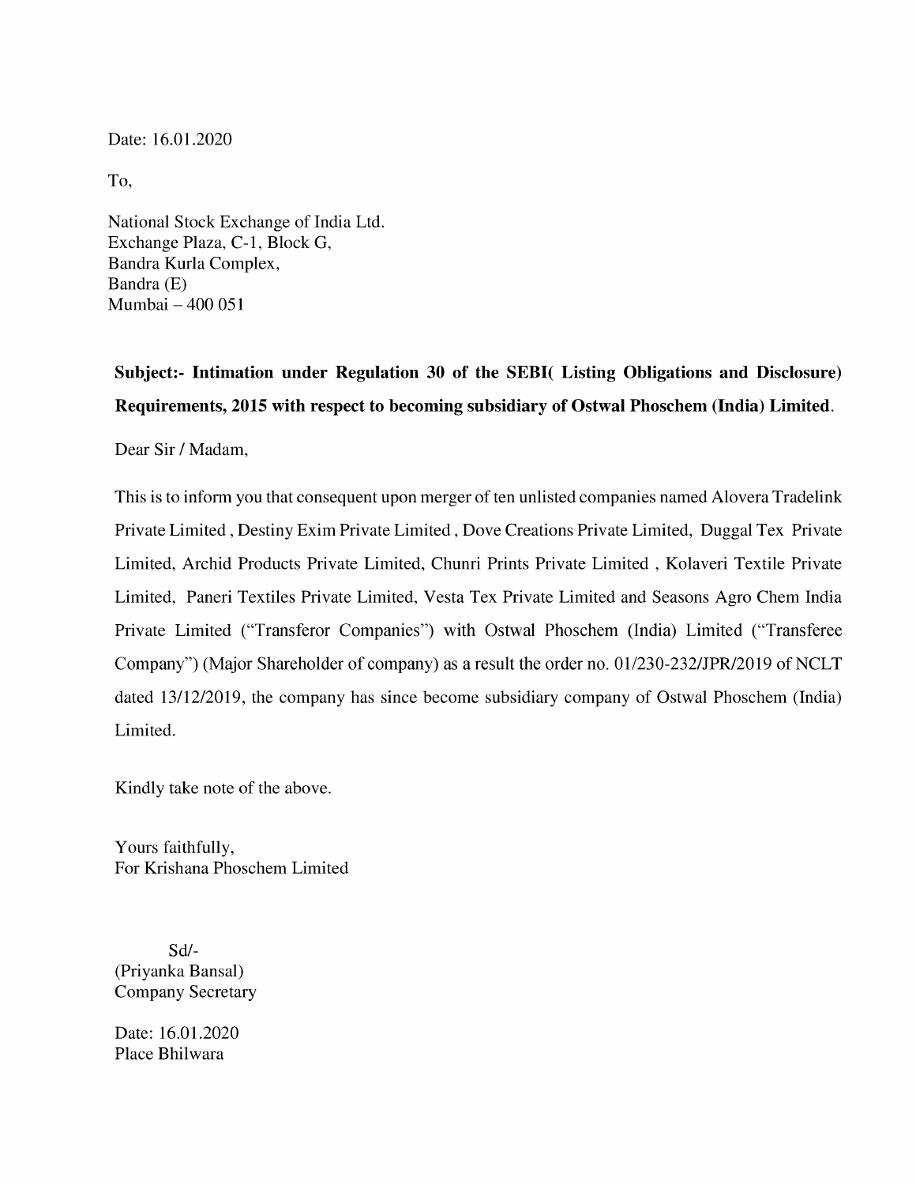Date: 16.01.2020

To,

National Stock Exchange of India Ltd.
Exchange Plaza, C-1, Block G,
Bandra Kurla Complex,
Bandra (E)
Mumbai – 400 051

**Subject:- Intimation under Regulation 30 of the SEBI( Listing Obligations and Disclosure) Requirements, 2015 with respect to becoming subsidiary of Ostwal Phoschem (India) Limited**.

Dear Sir / Madam,

This is to inform you that consequent upon merger of ten unlisted companies named Alovera Tradelink Private Limited , Destiny Exim Private Limited , Dove Creations Private Limited, Duggal Tex Private Limited, Archid Products Private Limited, Chunri Prints Private Limited , Kolaveri Textile Private Limited, Paneri Textiles Private Limited, Vesta Tex Private Limited and Seasons Agro Chem India Private Limited ("Transferor Companies") with Ostwal Phoschem (India) Limited ("Transferee Company") (Major Shareholder of company) as a result the order no. 01/230-232/JPR/2019 of NCLT dated 13/12/2019, the company has since become subsidiary company of Ostwal Phoschem (India) Limited.

Kindly take note of the above.

Yours faithfully,
For Krishana Phoschem Limited

Sd/-
(Priyanka Bansal)
Company Secretary

Date: 16.01.2020
Place Bhilwara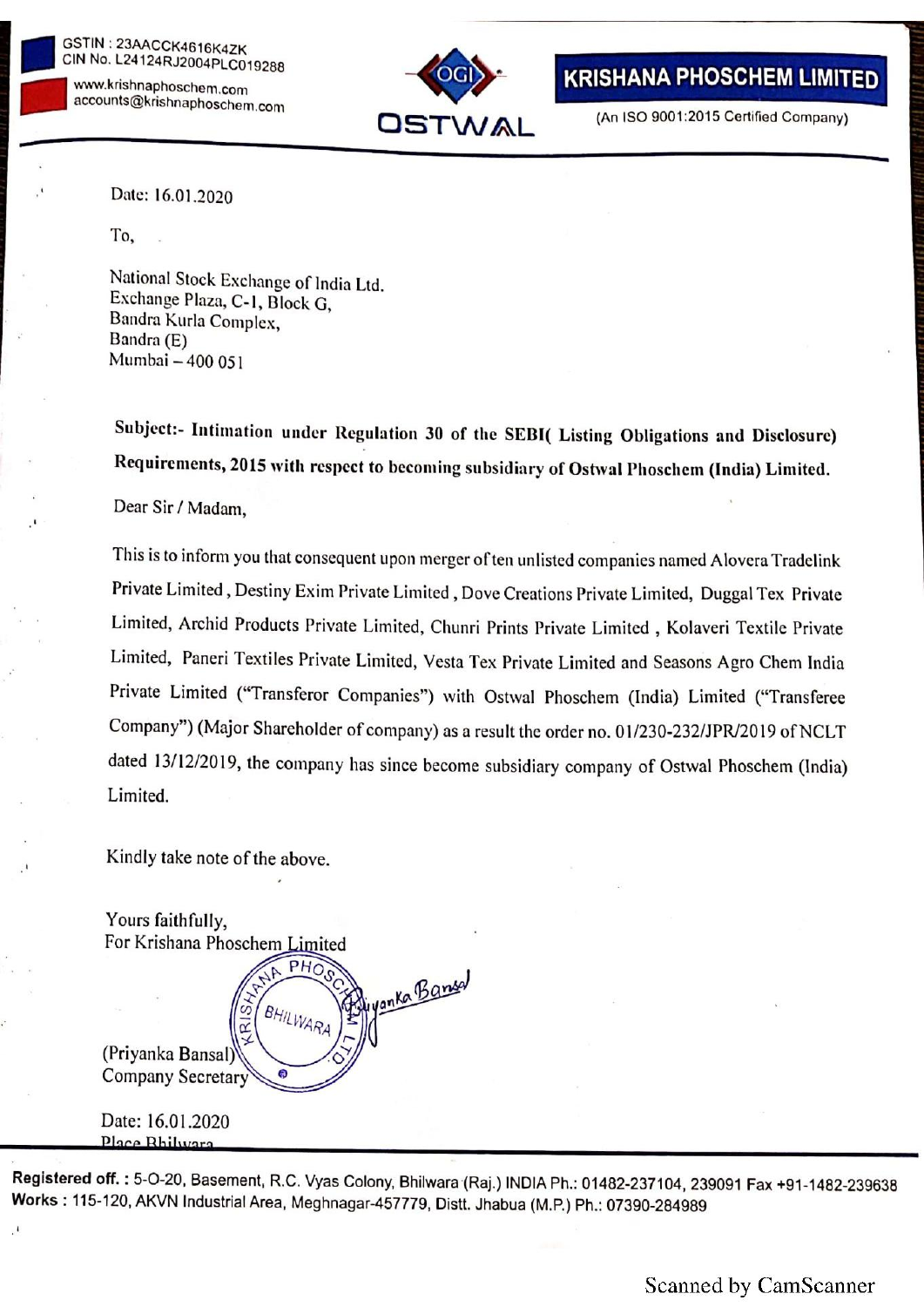GSTIN : 23AACCK4616K4ZK
CIN No. L24124RJ2004PLC019288
www.krishnaphoschem.com
accounts@krishnaphoschem.com

OSTWAL

**KRISHANA PHOSCHEM LIMITED**

(An ISO 9001:2015 Certified Company)

Date: 16.01.2020

To,

National Stock Exchange of India Ltd.
Exchange Plaza, C-1, Block G,
Bandra Kurla Complex,
Bandra (E)
Mumbai – 400 051

**Subject:- Intimation under Regulation 30 of the SEBI( Listing Obligations and Disclosure) Requirements, 2015 with respect to becoming subsidiary of Ostwal Phoschem (India) Limited.**

Dear Sir / Madam,

This is to inform you that consequent upon merger of ten unlisted companies named Alovera Tradelink Private Limited , Destiny Exim Private Limited , Dove Creations Private Limited, Duggal Tex Private Limited, Archid Products Private Limited, Chunri Prints Private Limited , Kolaveri Textile Private Limited, Paneri Textiles Private Limited, Vesta Tex Private Limited and Seasons Agro Chem India Private Limited ("Transferor Companies") with Ostwal Phoschem (India) Limited ("Transferee Company") (Major Shareholder of company) as a result the order no. 01/230-232/JPR/2019 of NCLT dated 13/12/2019, the company has since become subsidiary company of Ostwal Phoschem (India) Limited.

Kindly take note of the above.

Yours faithfully,
For Krishana Phoschem Limited

(Priyanka Bansal)
Company Secretary

Date: 16.01.2020
Place Bhilwara

**Registered off. :** 5-O-20, Basement, R.C. Vyas Colony, Bhilwara (Raj.) INDIA Ph.: 01482-237104, 239091 Fax +91-1482-239638
**Works :** 115-120, AKVN Industrial Area, Meghnagar-457779, Distt. Jhabua (M.P.) Ph.: 07390-284989